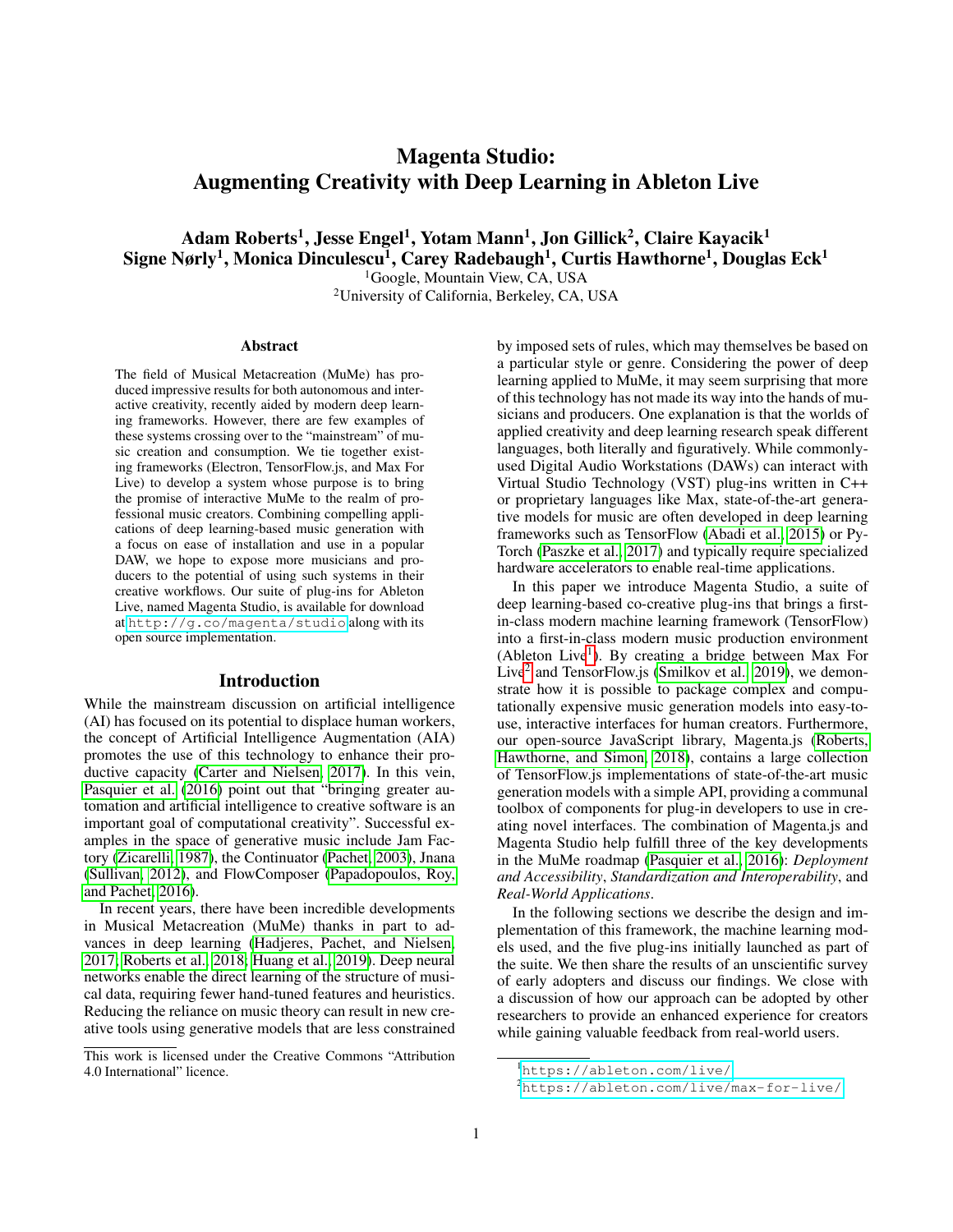# Magenta Studio: Augmenting Creativity with Deep Learning in Ableton Live

**Adam Roberts[1], Jesse Engel[1], Yotam Mann[1], Jon Gillick[2], Claire Kayacik[1]**
**Signe Nørly[1], Monica Dinculescu[1], Carey Radebaugh[1], Curtis Hawthorne[1], Douglas Eck[1]**

[1]Google, Mountain View, CA, USA
[2]University of California, Berkeley, CA, USA

## Abstract

The field of Musical Metacreation (MuMe) has produced impressive results for both autonomous and interactive creativity, recently aided by modern deep learning frameworks. However, there are few examples of these systems crossing over to the "mainstream" of music creation and consumption. We tie together existing frameworks (Electron, TensorFlow.js, and Max For Live) to develop a system whose purpose is to bring the promise of interactive MuMe to the realm of professional music creators. Combining compelling applications of deep learning-based music generation with a focus on ease of installation and use in a popular DAW, we hope to expose more musicians and producers to the potential of using such systems in their creative workflows. Our suite of plug-ins for Ableton Live, named Magenta Studio, is available for download at http://g.co/magenta/studio along with its open source implementation.

## Introduction

While the mainstream discussion on artificial intelligence (AI) has focused on its potential to displace human workers, the concept of Artificial Intelligence Augmentation (AIA) promotes the use of this technology to enhance their productive capacity (Carter and Nielsen, 2017). In this vein, Pasquier et al. (2016) point out that "bringing greater automation and artificial intelligence to creative software is an important goal of computational creativity". Successful examples in the space of generative music include Jam Factory (Zicarelli, 1987), the Continuator (Pachet, 2003), Jnana (Sullivan, 2012), and FlowComposer (Papadopoulos, Roy, and Pachet, 2016).

In recent years, there have been incredible developments in Musical Metacreation (MuMe) thanks in part to advances in deep learning (Hadjeres, Pachet, and Nielsen, 2017; Roberts et al., 2018; Huang et al., 2019). Deep neural networks enable the direct learning of the structure of musical data, requiring fewer hand-tuned features and heuristics. Reducing the reliance on music theory can result in new creative tools using generative models that are less constrained by imposed sets of rules, which may themselves be based on a particular style or genre. Considering the power of deep learning applied to MuMe, it may seem surprising that more of this technology has not made its way into the hands of musicians and producers. One explanation is that the worlds of applied creativity and deep learning research speak different languages, both literally and figuratively. While commonly-used Digital Audio Workstations (DAWs) can interact with Virtual Studio Technology (VST) plug-ins written in C++ or proprietary languages like Max, state-of-the-art generative models for music are often developed in deep learning frameworks such as TensorFlow (Abadi et al., 2015) or PyTorch (Paszke et al., 2017) and typically require specialized hardware accelerators to enable real-time applications.

In this paper we introduce Magenta Studio, a suite of deep learning-based co-creative plug-ins that brings a first-in-class modern machine learning framework (TensorFlow) into a first-in-class modern music production environment (Ableton Live[1]). By creating a bridge between Max For Live[2] and TensorFlow.js (Smilkov et al., 2019), we demonstrate how it is possible to package complex and computationally expensive music generation models into easy-to-use, interactive interfaces for human creators. Furthermore, our open-source JavaScript library, Magenta.js (Roberts, Hawthorne, and Simon, 2018), contains a large collection of TensorFlow.js implementations of state-of-the-art music generation models with a simple API, providing a communal toolbox of components for plug-in developers to use in creating novel interfaces. The combination of Magenta.js and Magenta Studio help fulfill three of the key developments in the MuMe roadmap (Pasquier et al., 2016): *Deployment and Accessibility*, *Standardization and Interoperability*, and *Real-World Applications*.

In the following sections we describe the design and implementation of this framework, the machine learning models used, and the five plug-ins initially launched as part of the suite. We then share the results of an unscientific survey of early adopters and discuss our findings. We close with a discussion of how our approach can be adopted by other researchers to provide an enhanced experience for creators while gaining valuable feedback from real-world users.

This work is licensed under the Creative Commons "Attribution 4.0 International" licence.

[1]https://ableton.com/live/
[2]https://ableton.com/live/max-for-live/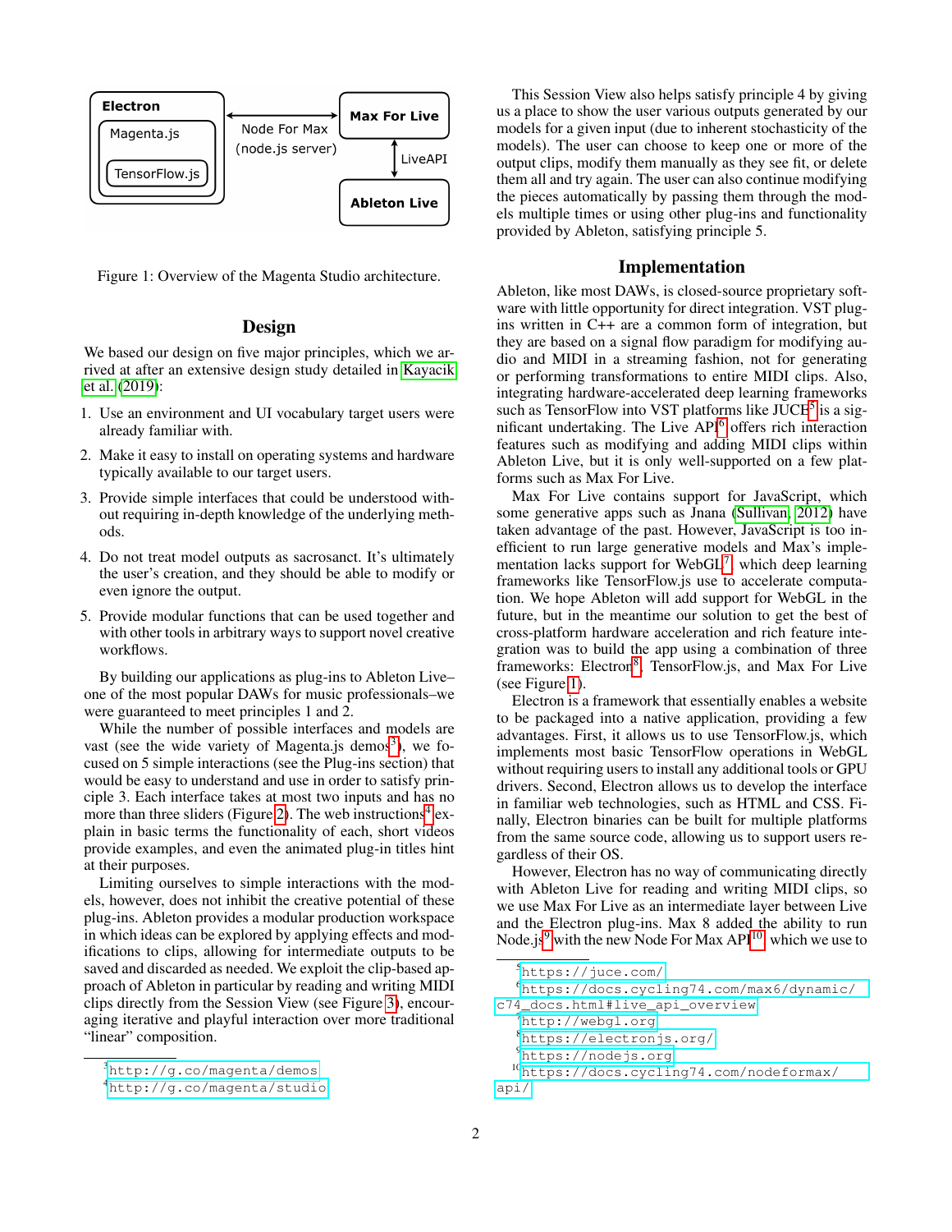Figure 1: Overview of the Magenta Studio architecture.

## Design

We based our design on five major principles, which we arrived at after an extensive design study detailed in Kayacik et al. (2019):

1. Use an environment and UI vocabulary target users were already familiar with.
2. Make it easy to install on operating systems and hardware typically available to our target users.
3. Provide simple interfaces that could be understood without requiring in-depth knowledge of the underlying methods.
4. Do not treat model outputs as sacrosanct. It's ultimately the user's creation, and they should be able to modify or even ignore the output.
5. Provide modular functions that can be used together and with other tools in arbitrary ways to support novel creative workflows.

By building our applications as plug-ins to Ableton Live–one of the most popular DAWs for music professionals–we were guaranteed to meet principles 1 and 2.

While the number of possible interfaces and models are vast (see the wide variety of Magenta.js demos[3]), we focused on 5 simple interactions (see the Plug-ins section) that would be easy to understand and use in order to satisfy principle 3. Each interface takes at most two inputs and has no more than three sliders (Figure 2). The web instructions[4] explain in basic terms the functionality of each, short videos provide examples, and even the animated plug-in titles hint at their purposes.

Limiting ourselves to simple interactions with the models, however, does not inhibit the creative potential of these plug-ins. Ableton provides a modular production workspace in which ideas can be explored by applying effects and modifications to clips, allowing for intermediate outputs to be saved and discarded as needed. We exploit the clip-based approach of Ableton in particular by reading and writing MIDI clips directly from the Session View (see Figure 3), encouraging iterative and playful interaction over more traditional "linear" composition.

This Session View also helps satisfy principle 4 by giving us a place to show the user various outputs generated by our models for a given input (due to inherent stochasticity of the models). The user can choose to keep one or more of the output clips, modify them manually as they see fit, or delete them all and try again. The user can also continue modifying the pieces automatically by passing them through the models multiple times or using other plug-ins and functionality provided by Ableton, satisfying principle 5.

## Implementation

Ableton, like most DAWs, is closed-source proprietary software with little opportunity for direct integration. VST plug-ins written in C++ are a common form of integration, but they are based on a signal flow paradigm for modifying audio and MIDI in a streaming fashion, not for generating or performing transformations to entire MIDI clips. Also, integrating hardware-accelerated deep learning frameworks such as TensorFlow into VST platforms like JUCE[5] is a significant undertaking. The Live API[6] offers rich interaction features such as modifying and adding MIDI clips within Ableton Live, but it is only well-supported on a few platforms such as Max For Live.

Max For Live contains support for JavaScript, which some generative apps such as Jnana (Sullivan, 2012) have taken advantage of the past. However, JavaScript is too inefficient to run large generative models and Max's implementation lacks support for WebGL[7], which deep learning frameworks like TensorFlow.js use to accelerate computation. We hope Ableton will add support for WebGL in the future, but in the meantime our solution to get the best of cross-platform hardware acceleration and rich feature integration was to build the app using a combination of three frameworks: Electron[8], TensorFlow.js, and Max For Live (see Figure 1).

Electron is a framework that essentially enables a website to be packaged into a native application, providing a few advantages. First, it allows us to use TensorFlow.js, which implements most basic TensorFlow operations in WebGL without requiring users to install any additional tools or GPU drivers. Second, Electron allows us to develop the interface in familiar web technologies, such as HTML and CSS. Finally, Electron binaries can be built for multiple platforms from the same source code, allowing us to support users regardless of their OS.

However, Electron has no way of communicating directly with Ableton Live for reading and writing MIDI clips, so we use Max For Live as an intermediate layer between Live and the Electron plug-ins. Max 8 added the ability to run Node.js[9] with the new Node For Max API[10], which we use to

[3] http://g.co/magenta/demos

[4] http://g.co/magenta/studio

[5] https://juce.com/

[6] https://docs.cycling74.com/max6/dynamic/c74_docs.html#live_api_overview

[7] http://webgl.org

[8] https://electronjs.org/

[9] https://nodejs.org

[10] https://docs.cycling74.com/nodeformax/api/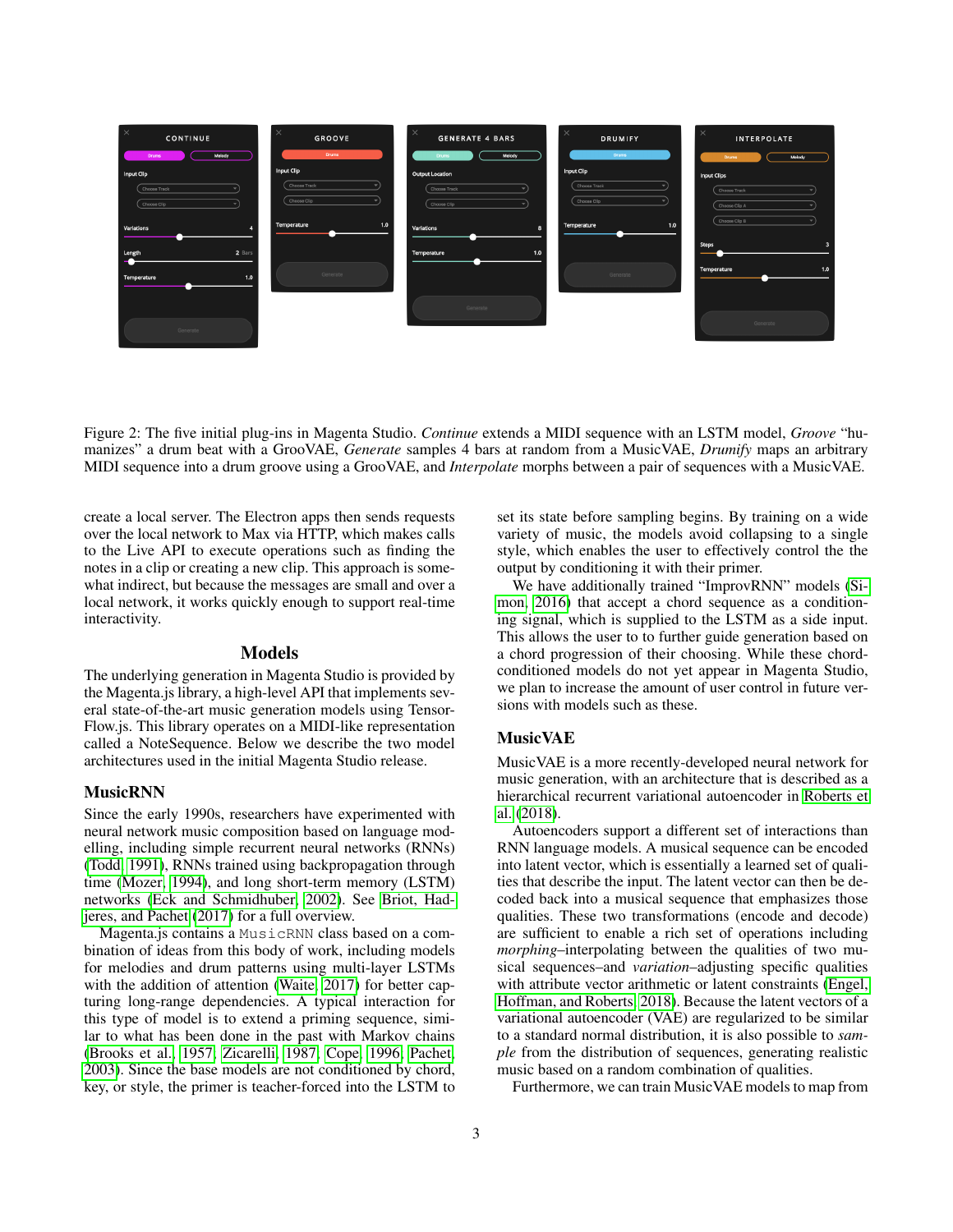Figure 2: The five initial plug-ins in Magenta Studio. *Continue* extends a MIDI sequence with an LSTM model, *Groove* "humanizes" a drum beat with a GrooVAE, *Generate* samples 4 bars at random from a MusicVAE, *Drumify* maps an arbitrary MIDI sequence into a drum groove using a GrooVAE, and *Interpolate* morphs between a pair of sequences with a MusicVAE.

create a local server. The Electron apps then sends requests over the local network to Max via HTTP, which makes calls to the Live API to execute operations such as finding the notes in a clip or creating a new clip. This approach is somewhat indirect, but because the messages are small and over a local network, it works quickly enough to support real-time interactivity.

## Models

The underlying generation in Magenta Studio is provided by the Magenta.js library, a high-level API that implements several state-of-the-art music generation models using TensorFlow.js. This library operates on a MIDI-like representation called a NoteSequence. Below we describe the two model architectures used in the initial Magenta Studio release.

### MusicRNN

Since the early 1990s, researchers have experimented with neural network music composition based on language modelling, including simple recurrent neural networks (RNNs) (Todd 1991), RNNs trained using backpropagation through time (Mozer 1994), and long short-term memory (LSTM) networks (Eck and Schmidhuber 2002). See Briot, Hadjeres, and Pachet (2017) for a full overview.

Magenta.js contains a `MusicRNN` class based on a combination of ideas from this body of work, including models for melodies and drum patterns using multi-layer LSTMs with the addition of attention (Waite 2017) for better capturing long-range dependencies. A typical interaction for this type of model is to extend a priming sequence, similar to what has been done in the past with Markov chains (Brooks et al. 1957; Zicarelli 1987; Cope 1996; Pachet 2003). Since the base models are not conditioned by chord, key, or style, the primer is teacher-forced into the LSTM to set its state before sampling begins. By training on a wide variety of music, the models avoid collapsing to a single style, which enables the user to effectively control the the output by conditioning it with their primer.

We have additionally trained "ImprovRNN" models (Simon 2016) that accept a chord sequence as a conditioning signal, which is supplied to the LSTM as a side input. This allows the user to to further guide generation based on a chord progression of their choosing. While these chord-conditioned models do not yet appear in Magenta Studio, we plan to increase the amount of user control in future versions with models such as these.

### MusicVAE

MusicVAE is a more recently-developed neural network for music generation, with an architecture that is described as a hierarchical recurrent variational autoencoder in Roberts et al. (2018).

Autoencoders support a different set of interactions than RNN language models. A musical sequence can be encoded into latent vector, which is essentially a learned set of qualities that describe the input. The latent vector can then be decoded back into a musical sequence that emphasizes those qualities. These two transformations (encode and decode) are sufficient to enable a rich set of operations including *morphing*–interpolating between the qualities of two musical sequences–and *variation*–adjusting specific qualities with attribute vector arithmetic or latent constraints (Engel, Hoffman, and Roberts 2018). Because the latent vectors of a variational autoencoder (VAE) are regularized to be similar to a standard normal distribution, it is also possible to *sample* from the distribution of sequences, generating realistic music based on a random combination of qualities.

Furthermore, we can train MusicVAE models to map from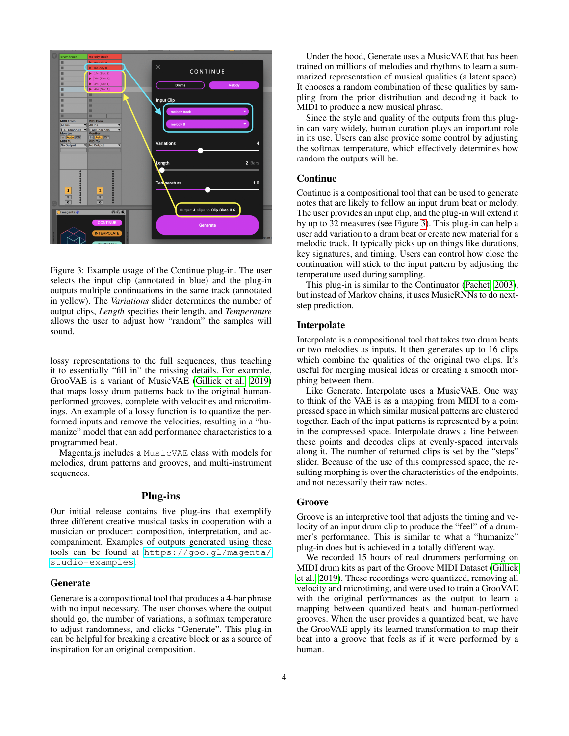Figure 3: Example usage of the Continue plug-in. The user selects the input clip (annotated in blue) and the plug-in outputs multiple continuations in the same track (annotated in yellow). The *Variations* slider determines the number of output clips, *Length* specifies their length, and *Temperature* allows the user to adjust how "random" the samples will sound.

lossy representations to the full sequences, thus teaching it to essentially "fill in" the missing details. For example, GrooVAE is a variant of MusicVAE (Gillick et al. 2019) that maps lossy drum patterns back to the original human-performed grooves, complete with velocities and microtimings. An example of a lossy function is to quantize the performed inputs and remove the velocities, resulting in a "humanize" model that can add performance characteristics to a programmed beat.

Magenta.js includes a `MusicVAE` class with models for melodies, drum patterns and grooves, and multi-instrument sequences.

## Plug-ins

Our initial release contains five plug-ins that exemplify three different creative musical tasks in cooperation with a musician or producer: composition, interpretation, and accompaniment. Examples of outputs generated using these tools can be found at `https://goo.gl/magenta/studio-examples`

### Generate

Generate is a compositional tool that produces a 4-bar phrase with no input necessary. The user chooses where the output should go, the number of variations, a softmax temperature to adjust randomness, and clicks "Generate". This plug-in can be helpful for breaking a creative block or as a source of inspiration for an original composition.

Under the hood, Generate uses a MusicVAE that has been trained on millions of melodies and rhythms to learn a summarized representation of musical qualities (a latent space). It chooses a random combination of these qualities by sampling from the prior distribution and decoding it back to MIDI to produce a new musical phrase.

Since the style and quality of the outputs from this plug-in can vary widely, human curation plays an important role in its use. Users can also provide some control by adjusting the softmax temperature, which effectively determines how random the outputs will be.

### Continue

Continue is a compositional tool that can be used to generate notes that are likely to follow an input drum beat or melody. The user provides an input clip, and the plug-in will extend it by up to 32 measures (see Figure 3). This plug-in can help a user add variation to a drum beat or create new material for a melodic track. It typically picks up on things like durations, key signatures, and timing. Users can control how close the continuation will stick to the input pattern by adjusting the temperature used during sampling.

This plug-in is similar to the Continuator (Pachet 2003), but instead of Markov chains, it uses MusicRNNs to do next-step prediction.

### Interpolate

Interpolate is a compositional tool that takes two drum beats or two melodies as inputs. It then generates up to 16 clips which combine the qualities of the original two clips. It's useful for merging musical ideas or creating a smooth morphing between them.

Like Generate, Interpolate uses a MusicVAE. One way to think of the VAE is as a mapping from MIDI to a compressed space in which similar musical patterns are clustered together. Each of the input patterns is represented by a point in the compressed space. Interpolate draws a line between these points and decodes clips at evenly-spaced intervals along it. The number of returned clips is set by the "steps" slider. Because of the use of this compressed space, the resulting morphing is over the characteristics of the endpoints, and not necessarily their raw notes.

### Groove

Groove is an interpretive tool that adjusts the timing and velocity of an input drum clip to produce the "feel" of a drummer's performance. This is similar to what a "humanize" plug-in does but is achieved in a totally different way.

We recorded 15 hours of real drummers performing on MIDI drum kits as part of the Groove MIDI Dataset (Gillick et al. 2019). These recordings were quantized, removing all velocity and microtiming, and were used to train a GrooVAE with the original performances as the output to learn a mapping between quantized beats and human-performed grooves. When the user provides a quantized beat, we have the GrooVAE apply its learned transformation to map their beat into a groove that feels as if it were performed by a human.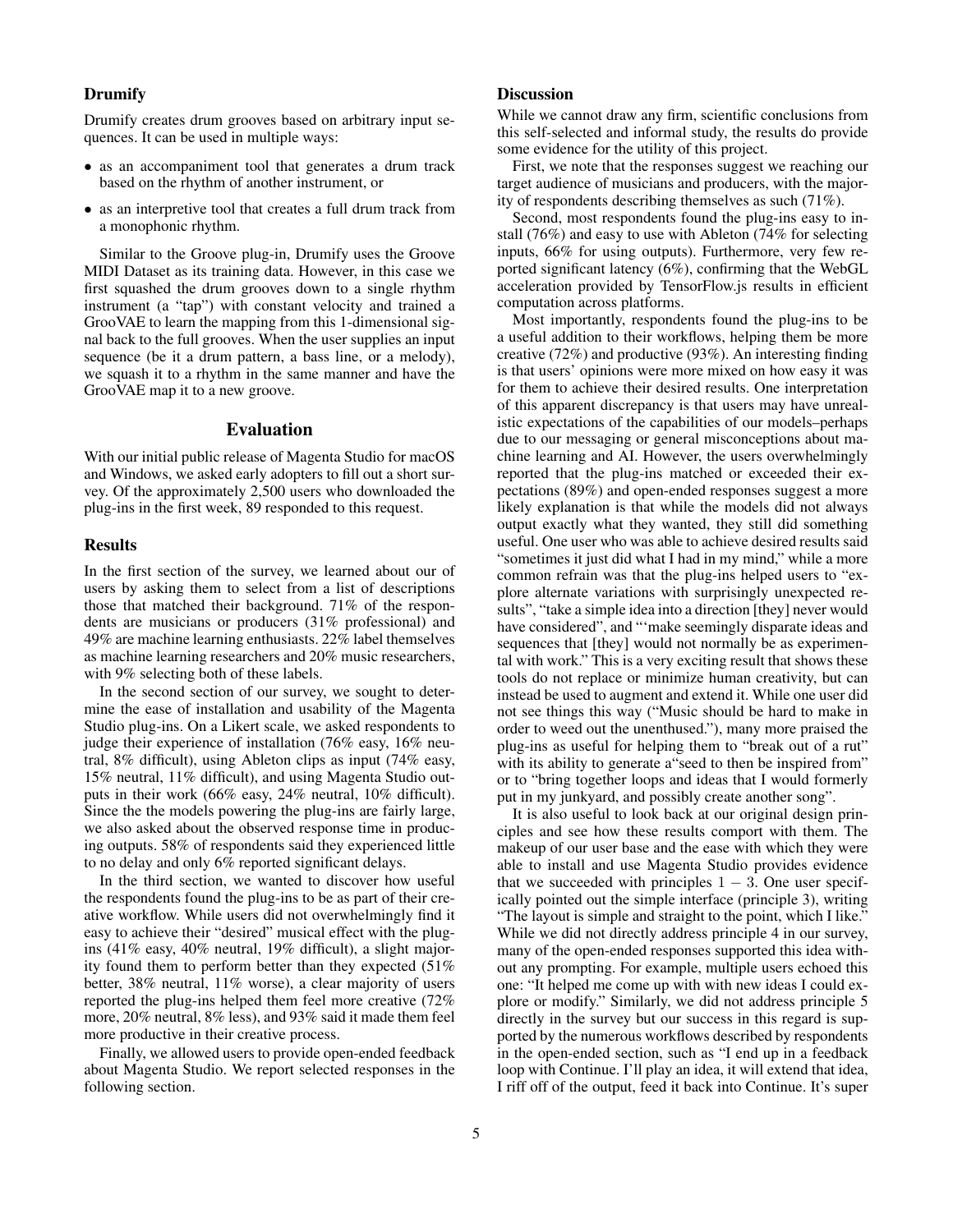### Drumify

Drumify creates drum grooves based on arbitrary input sequences. It can be used in multiple ways:

- as an accompaniment tool that generates a drum track based on the rhythm of another instrument, or
- as an interpretive tool that creates a full drum track from a monophonic rhythm.

Similar to the Groove plug-in, Drumify uses the Groove MIDI Dataset as its training data. However, in this case we first squashed the drum grooves down to a single rhythm instrument (a "tap") with constant velocity and trained a GrooVAE to learn the mapping from this 1-dimensional signal back to the full grooves. When the user supplies an input sequence (be it a drum pattern, a bass line, or a melody), we squash it to a rhythm in the same manner and have the GrooVAE map it to a new groove.

## Evaluation

With our initial public release of Magenta Studio for macOS and Windows, we asked early adopters to fill out a short survey. Of the approximately 2,500 users who downloaded the plug-ins in the first week, 89 responded to this request.

### Results

In the first section of the survey, we learned about our of users by asking them to select from a list of descriptions those that matched their background. 71% of the respondents are musicians or producers (31% professional) and 49% are machine learning enthusiasts. 22% label themselves as machine learning researchers and 20% music researchers, with 9% selecting both of these labels.

In the second section of our survey, we sought to determine the ease of installation and usability of the Magenta Studio plug-ins. On a Likert scale, we asked respondents to judge their experience of installation (76% easy, 16% neutral, 8% difficult), using Ableton clips as input (74% easy, 15% neutral, 11% difficult), and using Magenta Studio outputs in their work (66% easy, 24% neutral, 10% difficult). Since the the models powering the plug-ins are fairly large, we also asked about the observed response time in producing outputs. 58% of respondents said they experienced little to no delay and only 6% reported significant delays.

In the third section, we wanted to discover how useful the respondents found the plug-ins to be as part of their creative workflow. While users did not overwhelmingly find it easy to achieve their "desired" musical effect with the plug-ins (41% easy, 40% neutral, 19% difficult), a slight majority found them to perform better than they expected (51% better, 38% neutral, 11% worse), a clear majority of users reported the plug-ins helped them feel more creative (72% more, 20% neutral, 8% less), and 93% said it made them feel more productive in their creative process.

Finally, we allowed users to provide open-ended feedback about Magenta Studio. We report selected responses in the following section.

### Discussion

While we cannot draw any firm, scientific conclusions from this self-selected and informal study, the results do provide some evidence for the utility of this project.

First, we note that the responses suggest we reaching our target audience of musicians and producers, with the majority of respondents describing themselves as such (71%).

Second, most respondents found the plug-ins easy to install (76%) and easy to use with Ableton (74% for selecting inputs, 66% for using outputs). Furthermore, very few reported significant latency (6%), confirming that the WebGL acceleration provided by TensorFlow.js results in efficient computation across platforms.

Most importantly, respondents found the plug-ins to be a useful addition to their workflows, helping them be more creative (72%) and productive (93%). An interesting finding is that users' opinions were more mixed on how easy it was for them to achieve their desired results. One interpretation of this apparent discrepancy is that users may have unrealistic expectations of the capabilities of our models–perhaps due to our messaging or general misconceptions about machine learning and AI. However, the users overwhelmingly reported that the plug-ins matched or exceeded their expectations (89%) and open-ended responses suggest a more likely explanation is that while the models did not always output exactly what they wanted, they still did something useful. One user who was able to achieve desired results said "sometimes it just did what I had in my mind," while a more common refrain was that the plug-ins helped users to "explore alternate variations with surprisingly unexpected results", "take a simple idea into a direction [they] never would have considered", and "'make seemingly disparate ideas and sequences that [they] would not normally be as experimental with work." This is a very exciting result that shows these tools do not replace or minimize human creativity, but can instead be used to augment and extend it. While one user did not see things this way ("Music should be hard to make in order to weed out the unenthused."), many more praised the plug-ins as useful for helping them to "break out of a rut" with its ability to generate a"seed to then be inspired from" or to "bring together loops and ideas that I would formerly put in my junkyard, and possibly create another song".

It is also useful to look back at our original design principles and see how these results comport with them. The makeup of our user base and the ease with which they were able to install and use Magenta Studio provides evidence that we succeeded with principles $1-3$. One user specifically pointed out the simple interface (principle 3), writing "The layout is simple and straight to the point, which I like." While we did not directly address principle 4 in our survey, many of the open-ended responses supported this idea without any prompting. For example, multiple users echoed this one: "It helped me come up with with new ideas I could explore or modify." Similarly, we did not address principle 5 directly in the survey but our success in this regard is supported by the numerous workflows described by respondents in the open-ended section, such as "I end up in a feedback loop with Continue. I'll play an idea, it will extend that idea, I riff off of the output, feed it back into Continue. It's super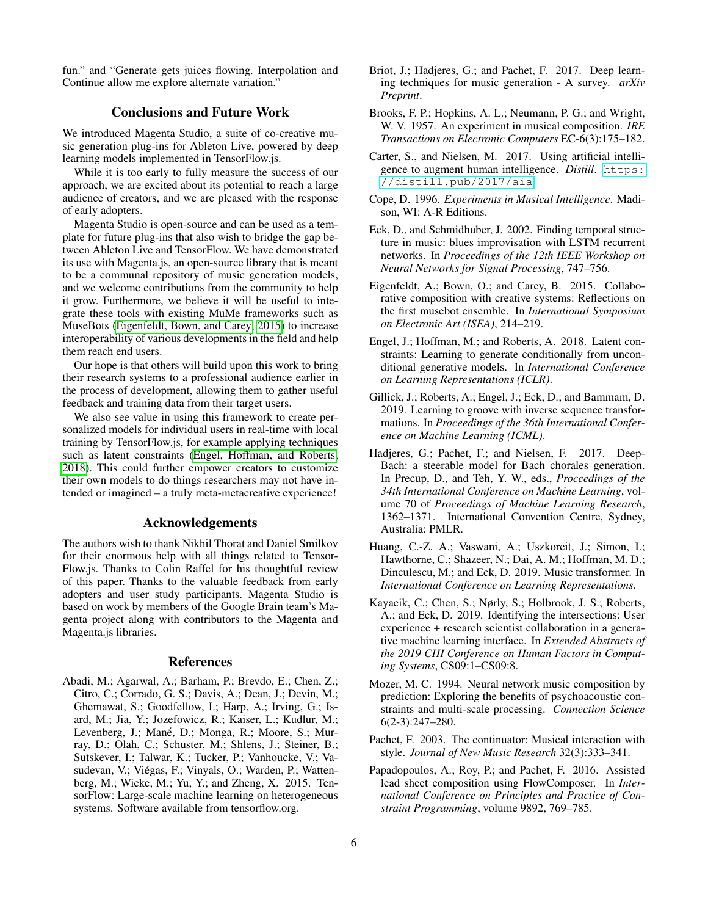fun." and "Generate gets juices flowing. Interpolation and Continue allow me explore alternate variation."

## Conclusions and Future Work

We introduced Magenta Studio, a suite of co-creative music generation plug-ins for Ableton Live, powered by deep learning models implemented in TensorFlow.js.

While it is too early to fully measure the success of our approach, we are excited about its potential to reach a large audience of creators, and we are pleased with the response of early adopters.

Magenta Studio is open-source and can be used as a template for future plug-ins that also wish to bridge the gap between Ableton Live and TensorFlow. We have demonstrated its use with Magenta.js, an open-source library that is meant to be a communal repository of music generation models, and we welcome contributions from the community to help it grow. Furthermore, we believe it will be useful to integrate these tools with existing MuMe frameworks such as MuseBots (Eigenfeldt, Bown, and Carey 2015) to increase interoperability of various developments in the field and help them reach end users.

Our hope is that others will build upon this work to bring their research systems to a professional audience earlier in the process of development, allowing them to gather useful feedback and training data from their target users.

We also see value in using this framework to create personalized models for individual users in real-time with local training by TensorFlow.js, for example applying techniques such as latent constraints (Engel, Hoffman, and Roberts 2018). This could further empower creators to customize their own models to do things researchers may not have intended or imagined – a truly meta-metacreative experience!

## Acknowledgements

The authors wish to thank Nikhil Thorat and Daniel Smilkov for their enormous help with all things related to TensorFlow.js. Thanks to Colin Raffel for his thoughtful review of this paper. Thanks to the valuable feedback from early adopters and user study participants. Magenta Studio is based on work by members of the Google Brain team's Magenta project along with contributors to the Magenta and Magenta.js libraries.

## References

Abadi, M.; Agarwal, A.; Barham, P.; Brevdo, E.; Chen, Z.; Citro, C.; Corrado, G. S.; Davis, A.; Dean, J.; Devin, M.; Ghemawat, S.; Goodfellow, I.; Harp, A.; Irving, G.; Isard, M.; Jia, Y.; Jozefowicz, R.; Kaiser, L.; Kudlur, M.; Levenberg, J.; Mané, D.; Monga, R.; Moore, S.; Murray, D.; Olah, C.; Schuster, M.; Shlens, J.; Steiner, B.; Sutskever, I.; Talwar, K.; Tucker, P.; Vanhoucke, V.; Vasudevan, V.; Viégas, F.; Vinyals, O.; Warden, P.; Wattenberg, M.; Wicke, M.; Yu, Y.; and Zheng, X. 2015. TensorFlow: Large-scale machine learning on heterogeneous systems. Software available from tensorflow.org.

Briot, J.; Hadjeres, G.; and Pachet, F. 2017. Deep learning techniques for music generation - A survey. *arXiv Preprint*.

Brooks, F. P.; Hopkins, A. L.; Neumann, P. G.; and Wright, W. V. 1957. An experiment in musical composition. *IRE Transactions on Electronic Computers* EC-6(3):175–182.

Carter, S., and Nielsen, M. 2017. Using artificial intelligence to augment human intelligence. *Distill*. https://distill.pub/2017/aia.

Cope, D. 1996. *Experiments in Musical Intelligence*. Madison, WI: A-R Editions.

Eck, D., and Schmidhuber, J. 2002. Finding temporal structure in music: blues improvisation with LSTM recurrent networks. In *Proceedings of the 12th IEEE Workshop on Neural Networks for Signal Processing*, 747–756.

Eigenfeldt, A.; Bown, O.; and Carey, B. 2015. Collaborative composition with creative systems: Reflections on the first musebot ensemble. In *International Symposium on Electronic Art (ISEA)*, 214–219.

Engel, J.; Hoffman, M.; and Roberts, A. 2018. Latent constraints: Learning to generate conditionally from unconditional generative models. In *International Conference on Learning Representations (ICLR)*.

Gillick, J.; Roberts, A.; Engel, J.; Eck, D.; and Bammam, D. 2019. Learning to groove with inverse sequence transformations. In *Proceedings of the 36th International Conference on Machine Learning (ICML)*.

Hadjeres, G.; Pachet, F.; and Nielsen, F. 2017. DeepBach: a steerable model for Bach chorales generation. In Precup, D., and Teh, Y. W., eds., *Proceedings of the 34th International Conference on Machine Learning*, volume 70 of *Proceedings of Machine Learning Research*, 1362–1371. International Convention Centre, Sydney, Australia: PMLR.

Huang, C.-Z. A.; Vaswani, A.; Uszkoreit, J.; Simon, I.; Hawthorne, C.; Shazeer, N.; Dai, A. M.; Hoffman, M. D.; Dinculescu, M.; and Eck, D. 2019. Music transformer. In *International Conference on Learning Representations*.

Kayacik, C.; Chen, S.; Nørly, S.; Holbrook, J. S.; Roberts, A.; and Eck, D. 2019. Identifying the intersections: User experience + research scientist collaboration in a generative machine learning interface. In *Extended Abstracts of the 2019 CHI Conference on Human Factors in Computing Systems*, CS09:1–CS09:8.

Mozer, M. C. 1994. Neural network music composition by prediction: Exploring the benefits of psychoacoustic constraints and multi-scale processing. *Connection Science* 6(2-3):247–280.

Pachet, F. 2003. The continuator: Musical interaction with style. *Journal of New Music Research* 32(3):333–341.

Papadopoulos, A.; Roy, P.; and Pachet, F. 2016. Assisted lead sheet composition using FlowComposer. In *International Conference on Principles and Practice of Constraint Programming*, volume 9892, 769–785.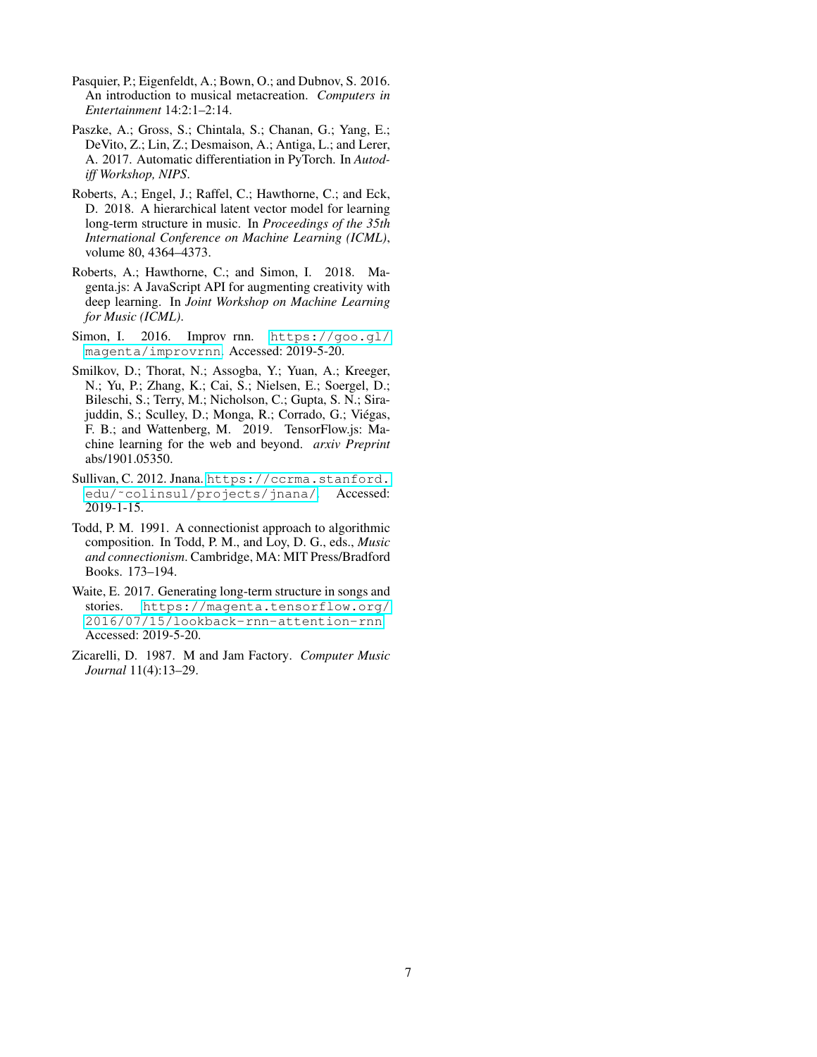Pasquier, P.; Eigenfeldt, A.; Bown, O.; and Dubnov, S. 2016. An introduction to musical metacreation. *Computers in Entertainment* 14:2:1–2:14.

Paszke, A.; Gross, S.; Chintala, S.; Chanan, G.; Yang, E.; DeVito, Z.; Lin, Z.; Desmaison, A.; Antiga, L.; and Lerer, A. 2017. Automatic differentiation in PyTorch. In *Autodiff Workshop, NIPS*.

Roberts, A.; Engel, J.; Raffel, C.; Hawthorne, C.; and Eck, D. 2018. A hierarchical latent vector model for learning long-term structure in music. In *Proceedings of the 35th International Conference on Machine Learning (ICML)*, volume 80, 4364–4373.

Roberts, A.; Hawthorne, C.; and Simon, I. 2018. Magenta.js: A JavaScript API for augmenting creativity with deep learning. In *Joint Workshop on Machine Learning for Music (ICML)*.

Simon, I. 2016. Improv rnn. `https://goo.gl/magenta/improvrnn`. Accessed: 2019-5-20.

Smilkov, D.; Thorat, N.; Assogba, Y.; Yuan, A.; Kreeger, N.; Yu, P.; Zhang, K.; Cai, S.; Nielsen, E.; Soergel, D.; Bileschi, S.; Terry, M.; Nicholson, C.; Gupta, S. N.; Sirajuddin, S.; Sculley, D.; Monga, R.; Corrado, G.; Viégas, F. B.; and Wattenberg, M. 2019. TensorFlow.js: Machine learning for the web and beyond. *arxiv Preprint* abs/1901.05350.

Sullivan, C. 2012. Jnana. `https://ccrma.stanford.edu/~colinsul/projects/jnana/`. Accessed: 2019-1-15.

Todd, P. M. 1991. A connectionist approach to algorithmic composition. In Todd, P. M., and Loy, D. G., eds., *Music and connectionism*. Cambridge, MA: MIT Press/Bradford Books. 173–194.

Waite, E. 2017. Generating long-term structure in songs and stories. `https://magenta.tensorflow.org/2016/07/15/lookback-rnn-attention-rnn`. Accessed: 2019-5-20.

Zicarelli, D. 1987. M and Jam Factory. *Computer Music Journal* 11(4):13–29.